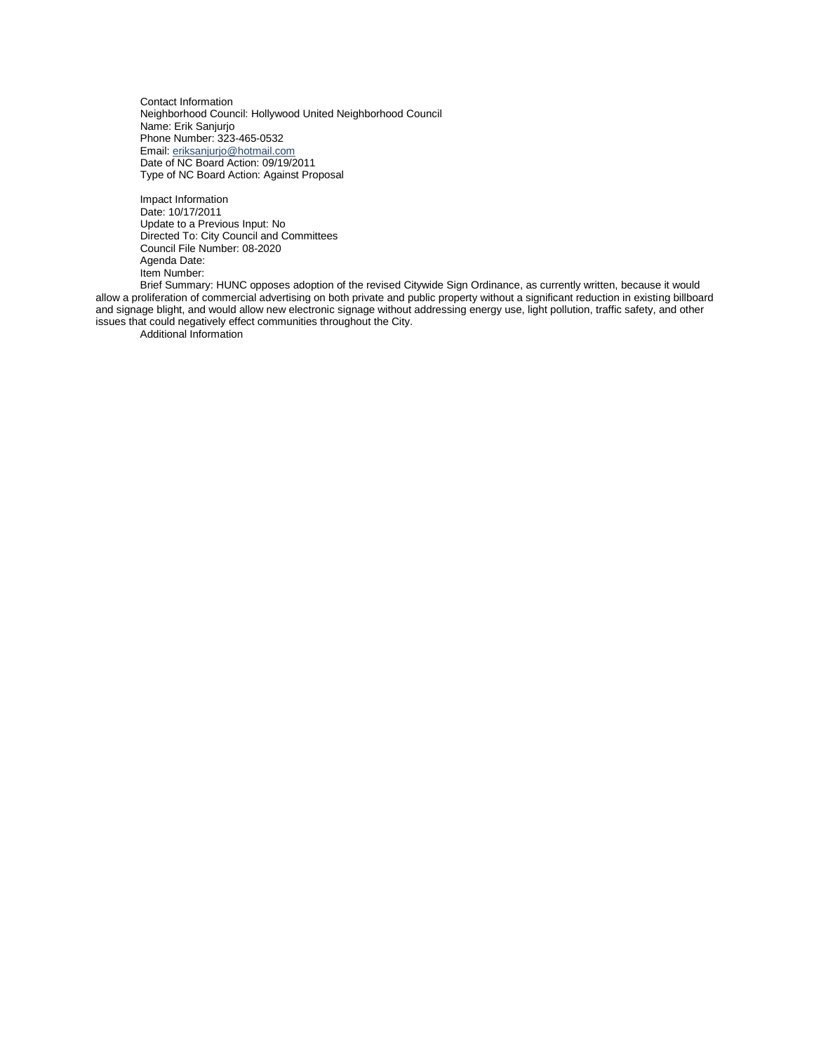Contact Information
Neighborhood Council: Hollywood United Neighborhood Council
Name: Erik Sanjurjo
Phone Number: 323-465-0532
Email: eriksanjurjo@hotmail.com
Date of NC Board Action: 09/19/2011
Type of NC Board Action: Against Proposal

Impact Information
Date: 10/17/2011
Update to a Previous Input: No
Directed To: City Council and Committees
Council File Number: 08-2020
Agenda Date:
Item Number:
Brief Summary: HUNC opposes adoption of the revised Citywide Sign Ordinance, as currently written, because it would allow a proliferation of commercial advertising on both private and public property without a significant reduction in existing billboard and signage blight, and would allow new electronic signage without addressing energy use, light pollution, traffic safety, and other issues that could negatively effect communities throughout the City.
Additional Information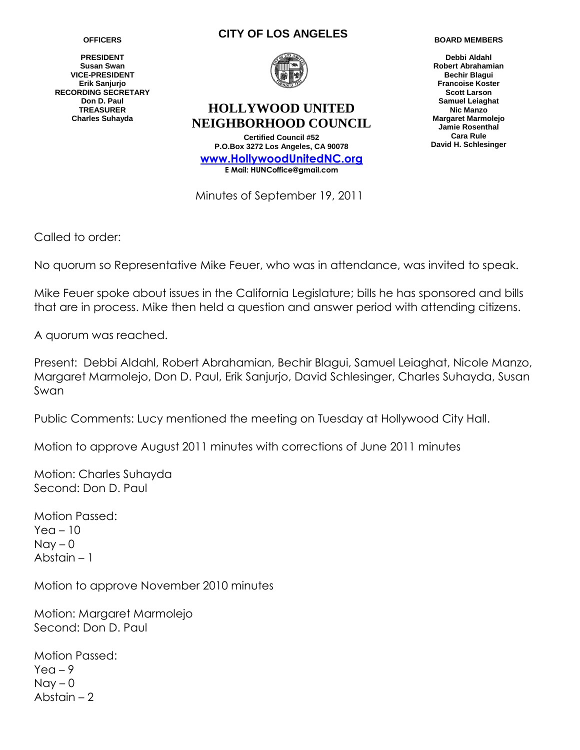**OFFICERS**

**PRESIDENT**
**Susan Swan**
**VICE-PRESIDENT**
**Erik Sanjurjo**
**RECORDING SECRETARY**
**Don D. Paul**
**TREASURER**
**Charles Suhayda**

**CITY OF LOS ANGELES**

# HOLLYWOOD UNITED NEIGHBORHOOD COUNCIL

**Certified Council #52**
**P.O.Box 3272 Los Angeles, CA 90078**
**[www.HollywoodUnitedNC.org](http://www.HollywoodUnitedNC.org)**
**E Mail: HUNCoffice@gmail.com**

**BOARD MEMBERS**

**Debbi Aldahl**
**Robert Abrahamian**
**Bechir Blagui**
**Francoise Koster**
**Scott Larson**
**Samuel Leiaghat**
**Nic Manzo**
**Margaret Marmolejo**
**Jamie Rosenthal**
**Cara Rule**
**David H. Schlesinger**

Minutes of September 19, 2011

Called to order:

No quorum so Representative Mike Feuer, who was in attendance, was invited to speak.

Mike Feuer spoke about issues in the California Legislature; bills he has sponsored and bills that are in process. Mike then held a question and answer period with attending citizens.

A quorum was reached.

Present: Debbi Aldahl, Robert Abrahamian, Bechir Blagui, Samuel Leiaghat, Nicole Manzo, Margaret Marmolejo, Don D. Paul, Erik Sanjurjo, David Schlesinger, Charles Suhayda, Susan Swan

Public Comments: Lucy mentioned the meeting on Tuesday at Hollywood City Hall.

Motion to approve August 2011 minutes with corrections of June 2011 minutes

Motion: Charles Suhayda
Second: Don D. Paul

Motion Passed:
Yea – 10
Nay – 0
Abstain – 1

Motion to approve November 2010 minutes

Motion: Margaret Marmolejo
Second: Don D. Paul

Motion Passed:
Yea – 9
Nay – 0
Abstain – 2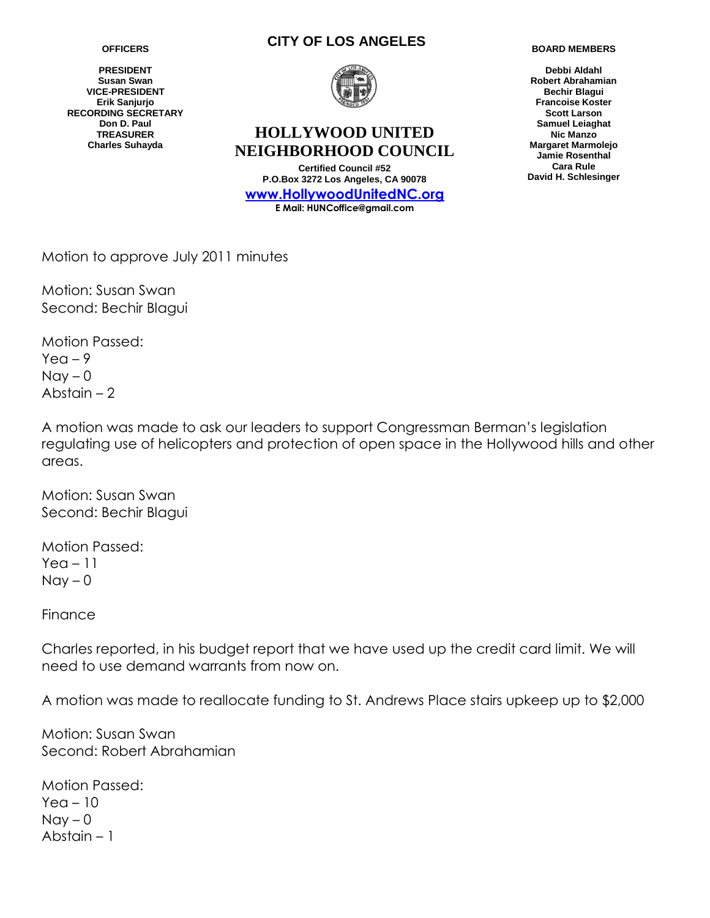**OFFICERS**

**PRESIDENT**
**Susan Swan**
**VICE-PRESIDENT**
**Erik Sanjurjo**
**RECORDING SECRETARY**
**Don D. Paul**
**TREASURER**
**Charles Suhayda**

**CITY OF LOS ANGELES**

# HOLLYWOOD UNITED NEIGHBORHOOD COUNCIL

**Certified Council #52**
**P.O.Box 3272 Los Angeles, CA 90078**
**www.HollywoodUnitedNC.org**
**E Mail: HUNCoffice@gmail.com**

**BOARD MEMBERS**

**Debbi Aldahl**
**Robert Abrahamian**
**Bechir Blagui**
**Francoise Koster**
**Scott Larson**
**Samuel Leiaghat**
**Nic Manzo**
**Margaret Marmolejo**
**Jamie Rosenthal**
**Cara Rule**
**David H. Schlesinger**

Motion to approve July 2011 minutes

Motion: Susan Swan
Second: Bechir Blagui

Motion Passed:
Yea – 9
Nay – 0
Abstain – 2

A motion was made to ask our leaders to support Congressman Berman's legislation regulating use of helicopters and protection of open space in the Hollywood hills and other areas.

Motion: Susan Swan
Second: Bechir Blagui

Motion Passed:
Yea – 11
Nay – 0

Finance

Charles reported, in his budget report that we have used up the credit card limit. We will need to use demand warrants from now on.

A motion was made to reallocate funding to St. Andrews Place stairs upkeep up to $2,000

Motion: Susan Swan
Second: Robert Abrahamian

Motion Passed:
Yea – 10
Nay – 0
Abstain – 1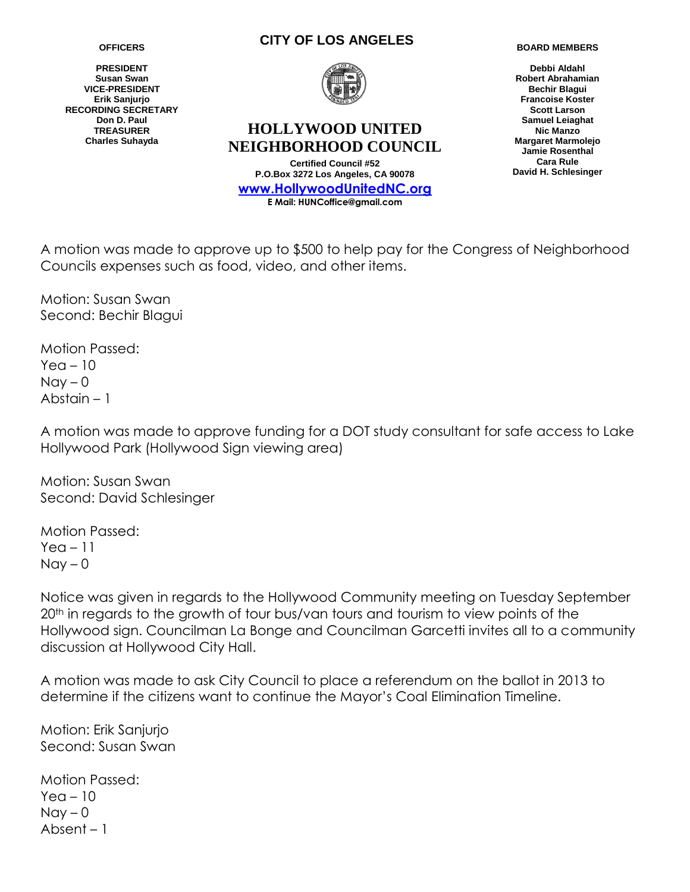**OFFICERS**

**PRESIDENT**
**Susan Swan**
**VICE-PRESIDENT**
**Erik Sanjurjo**
**RECORDING SECRETARY**
**Don D. Paul**
**TREASURER**
**Charles Suhayda**

**CITY OF LOS ANGELES**

# HOLLYWOOD UNITED NEIGHBORHOOD COUNCIL

**Certified Council #52**
**P.O.Box 3272 Los Angeles, CA 90078**
**www.HollywoodUnitedNC.org**
**E Mail: HUNCoffice@gmail.com**

**BOARD MEMBERS**

**Debbi Aldahl**
**Robert Abrahamian**
**Bechir Blagui**
**Francoise Koster**
**Scott Larson**
**Samuel Leiaghat**
**Nic Manzo**
**Margaret Marmolejo**
**Jamie Rosenthal**
**Cara Rule**
**David H. Schlesinger**

A motion was made to approve up to $500 to help pay for the Congress of Neighborhood Councils expenses such as food, video, and other items.

Motion: Susan Swan
Second: Bechir Blagui

Motion Passed:
Yea – 10
Nay – 0
Abstain – 1

A motion was made to approve funding for a DOT study consultant for safe access to Lake Hollywood Park (Hollywood Sign viewing area)

Motion: Susan Swan
Second: David Schlesinger

Motion Passed:
Yea – 11
Nay – 0

Notice was given in regards to the Hollywood Community meeting on Tuesday September 20th in regards to the growth of tour bus/van tours and tourism to view points of the Hollywood sign. Councilman La Bonge and Councilman Garcetti invites all to a community discussion at Hollywood City Hall.

A motion was made to ask City Council to place a referendum on the ballot in 2013 to determine if the citizens want to continue the Mayor's Coal Elimination Timeline.

Motion: Erik Sanjurjo
Second: Susan Swan

Motion Passed:
Yea – 10
Nay – 0
Absent – 1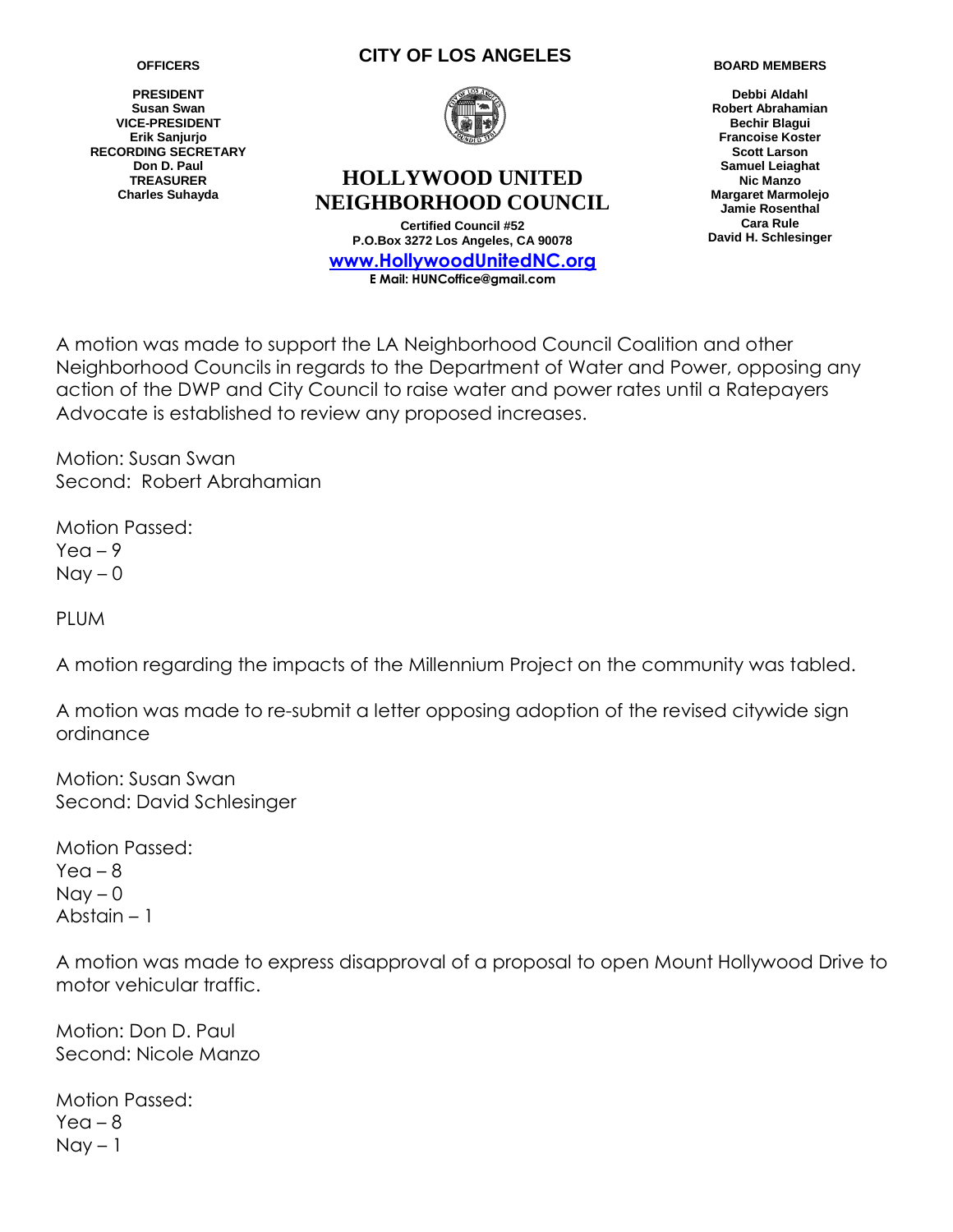A motion was made to support the LA Neighborhood Council Coalition and other Neighborhood Councils in regards to the Department of Water and Power, opposing any action of the DWP and City Council to raise water and power rates until a Ratepayers Advocate is established to review any proposed increases.

Motion: Susan Swan
Second: Robert Abrahamian

Motion Passed:
Yea – 9
Nay – 0

PLUM

A motion regarding the impacts of the Millennium Project on the community was tabled.

A motion was made to re-submit a letter opposing adoption of the revised citywide sign ordinance

Motion: Susan Swan
Second: David Schlesinger

Motion Passed:
Yea – 8
Nay – 0
Abstain – 1

A motion was made to express disapproval of a proposal to open Mount Hollywood Drive to motor vehicular traffic.

Motion: Don D. Paul
Second: Nicole Manzo

Motion Passed:
Yea – 8
Nay – 1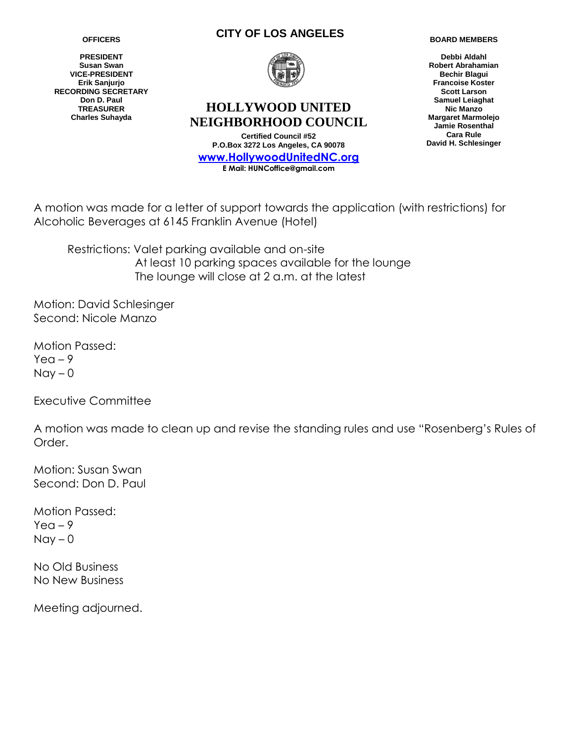**OFFICERS**

**PRESIDENT**
**Susan Swan**
**VICE-PRESIDENT**
**Erik Sanjurjo**
**RECORDING SECRETARY**
**Don D. Paul**
**TREASURER**
**Charles Suhayda**

**CITY OF LOS ANGELES**

# HOLLYWOOD UNITED NEIGHBORHOOD COUNCIL

**Certified Council #52**
**P.O.Box 3272 Los Angeles, CA 90078**
**www.HollywoodUnitedNC.org**
**E Mail: HUNCoffice@gmail.com**

**BOARD MEMBERS**

**Debbi Aldahl**
**Robert Abrahamian**
**Bechir Blagui**
**Francoise Koster**
**Scott Larson**
**Samuel Leiaghat**
**Nic Manzo**
**Margaret Marmolejo**
**Jamie Rosenthal**
**Cara Rule**
**David H. Schlesinger**

A motion was made for a letter of support towards the application (with restrictions) for Alcoholic Beverages at 6145 Franklin Avenue (Hotel)

Restrictions: Valet parking available and on-site
At least 10 parking spaces available for the lounge
The lounge will close at 2 a.m. at the latest

Motion: David Schlesinger
Second: Nicole Manzo

Motion Passed:
Yea – 9
Nay – 0

Executive Committee

A motion was made to clean up and revise the standing rules and use "Rosenberg's Rules of Order.

Motion: Susan Swan
Second: Don D. Paul

Motion Passed:
Yea – 9
Nay – 0

No Old Business
No New Business

Meeting adjourned.